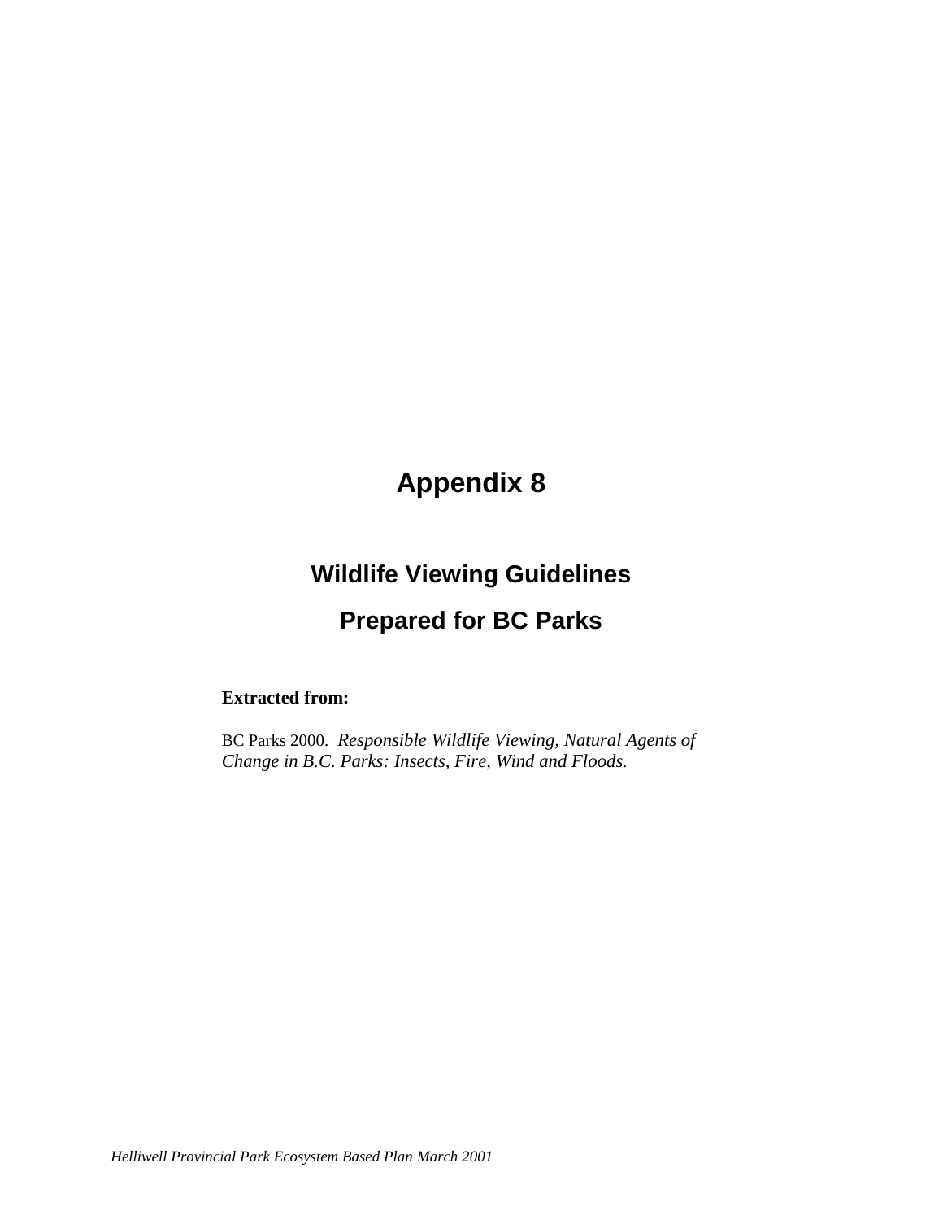# Appendix 8

## Wildlife Viewing Guidelines

## Prepared for BC Parks

**Extracted from:**

BC Parks 2000. *Responsible Wildlife Viewing, Natural Agents of Change in B.C. Parks: Insects, Fire, Wind and Floods.*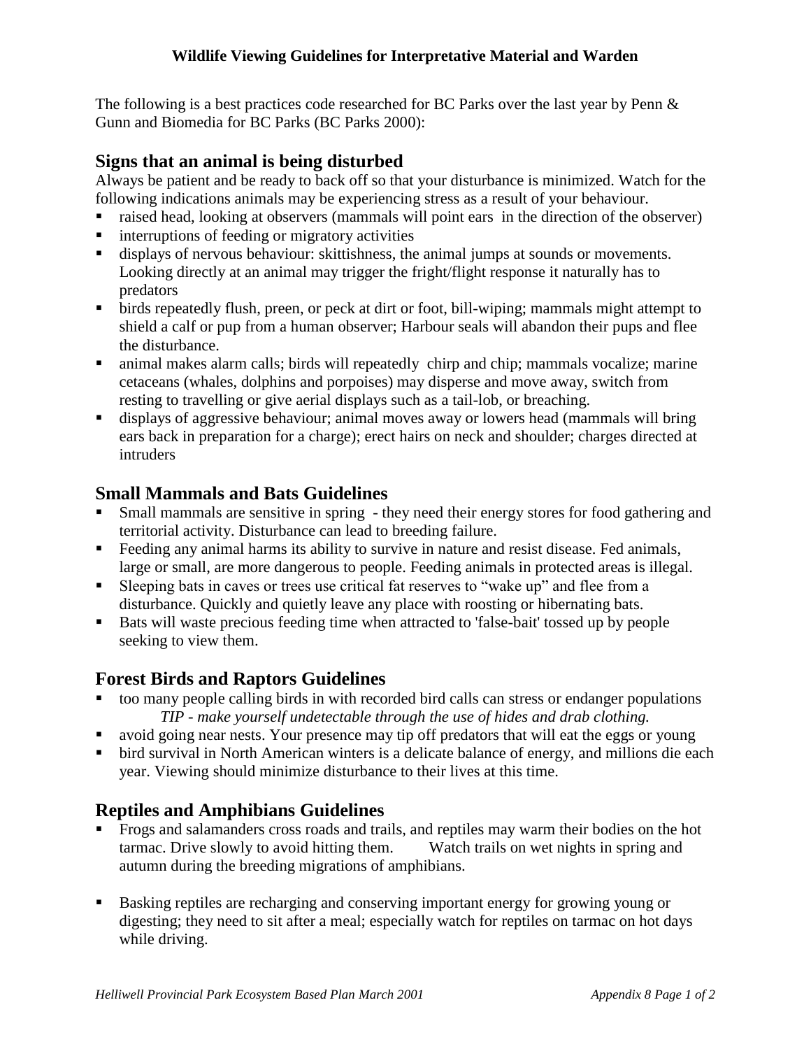**Wildlife Viewing Guidelines for Interpretative Material and Warden**

The following is a best practices code researched for BC Parks over the last year by Penn & Gunn and Biomedia for BC Parks (BC Parks 2000):

## Signs that an animal is being disturbed

Always be patient and be ready to back off so that your disturbance is minimized. Watch for the following indications animals may be experiencing stress as a result of your behaviour.

- raised head, looking at observers (mammals will point ears in the direction of the observer)
- interruptions of feeding or migratory activities
- displays of nervous behaviour: skittishness, the animal jumps at sounds or movements. Looking directly at an animal may trigger the fright/flight response it naturally has to predators
- birds repeatedly flush, preen, or peck at dirt or foot, bill-wiping; mammals might attempt to shield a calf or pup from a human observer; Harbour seals will abandon their pups and flee the disturbance.
- animal makes alarm calls; birds will repeatedly chirp and chip; mammals vocalize; marine cetaceans (whales, dolphins and porpoises) may disperse and move away, switch from resting to travelling or give aerial displays such as a tail-lob, or breaching.
- displays of aggressive behaviour; animal moves away or lowers head (mammals will bring ears back in preparation for a charge); erect hairs on neck and shoulder; charges directed at intruders

## Small Mammals and Bats Guidelines

- Small mammals are sensitive in spring - they need their energy stores for food gathering and territorial activity. Disturbance can lead to breeding failure.
- Feeding any animal harms its ability to survive in nature and resist disease. Fed animals, large or small, are more dangerous to people. Feeding animals in protected areas is illegal.
- Sleeping bats in caves or trees use critical fat reserves to "wake up" and flee from a disturbance. Quickly and quietly leave any place with roosting or hibernating bats.
- Bats will waste precious feeding time when attracted to 'false-bait' tossed up by people seeking to view them.

## Forest Birds and Raptors Guidelines

- too many people calling birds in with recorded bird calls can stress or endanger populations
  *TIP - make yourself undetectable through the use of hides and drab clothing.*
- avoid going near nests. Your presence may tip off predators that will eat the eggs or young
- bird survival in North American winters is a delicate balance of energy, and millions die each year. Viewing should minimize disturbance to their lives at this time.

## Reptiles and Amphibians Guidelines

- Frogs and salamanders cross roads and trails, and reptiles may warm their bodies on the hot tarmac. Drive slowly to avoid hitting them. Watch trails on wet nights in spring and autumn during the breeding migrations of amphibians.

- Basking reptiles are recharging and conserving important energy for growing young or digesting; they need to sit after a meal; especially watch for reptiles on tarmac on hot days while driving.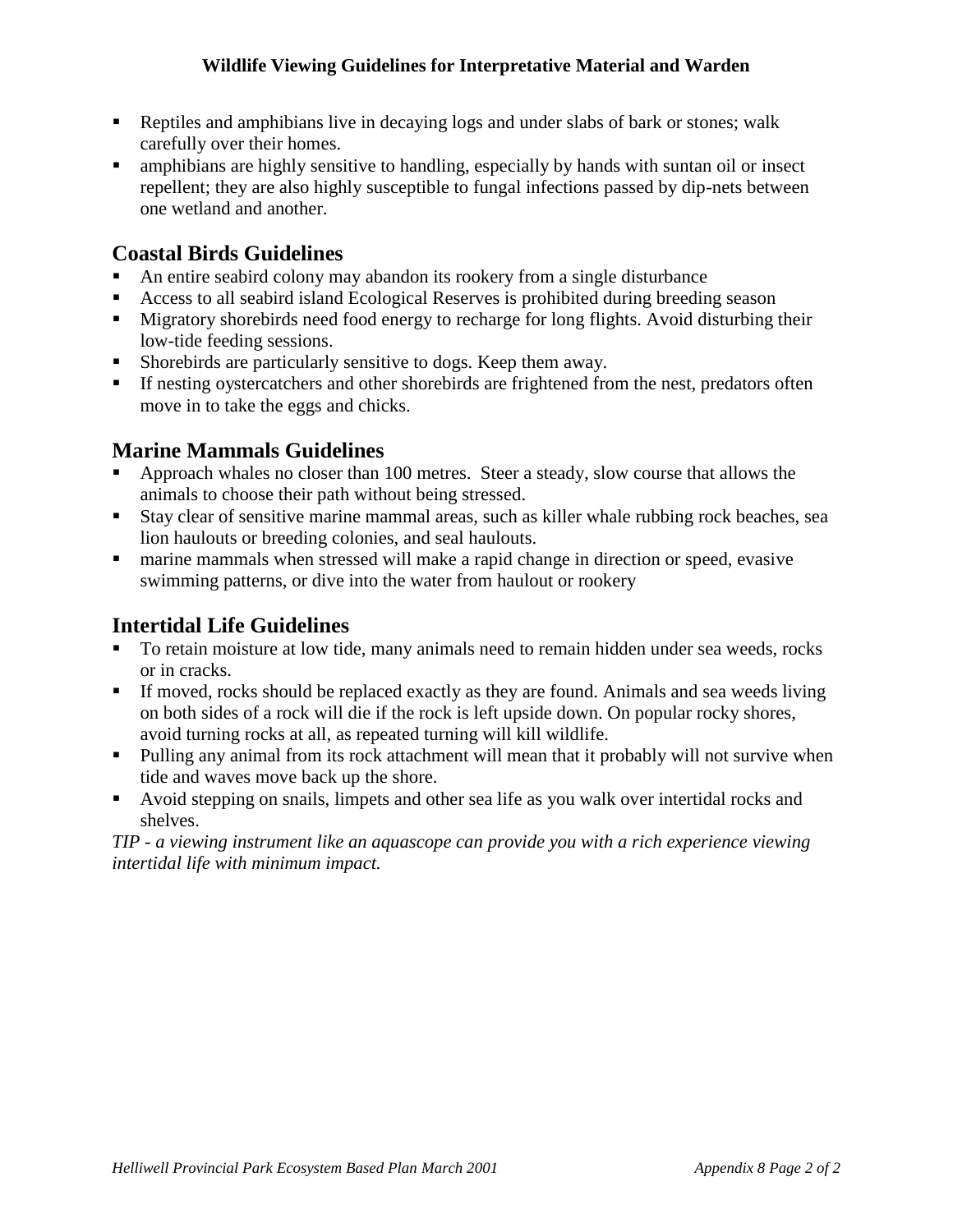**Wildlife Viewing Guidelines for Interpretative Material and Warden**

- Reptiles and amphibians live in decaying logs and under slabs of bark or stones; walk carefully over their homes.
- amphibians are highly sensitive to handling, especially by hands with suntan oil or insect repellent; they are also highly susceptible to fungal infections passed by dip-nets between one wetland and another.

## Coastal Birds Guidelines

- An entire seabird colony may abandon its rookery from a single disturbance
- Access to all seabird island Ecological Reserves is prohibited during breeding season
- Migratory shorebirds need food energy to recharge for long flights. Avoid disturbing their low-tide feeding sessions.
- Shorebirds are particularly sensitive to dogs. Keep them away.
- If nesting oystercatchers and other shorebirds are frightened from the nest, predators often move in to take the eggs and chicks.

## Marine Mammals Guidelines

- Approach whales no closer than 100 metres. Steer a steady, slow course that allows the animals to choose their path without being stressed.
- Stay clear of sensitive marine mammal areas, such as killer whale rubbing rock beaches, sea lion haulouts or breeding colonies, and seal haulouts.
- marine mammals when stressed will make a rapid change in direction or speed, evasive swimming patterns, or dive into the water from haulout or rookery

## Intertidal Life Guidelines

- To retain moisture at low tide, many animals need to remain hidden under sea weeds, rocks or in cracks.
- If moved, rocks should be replaced exactly as they are found. Animals and sea weeds living on both sides of a rock will die if the rock is left upside down. On popular rocky shores, avoid turning rocks at all, as repeated turning will kill wildlife.
- Pulling any animal from its rock attachment will mean that it probably will not survive when tide and waves move back up the shore.
- Avoid stepping on snails, limpets and other sea life as you walk over intertidal rocks and shelves.

*TIP - a viewing instrument like an aquascope can provide you with a rich experience viewing intertidal life with minimum impact.*